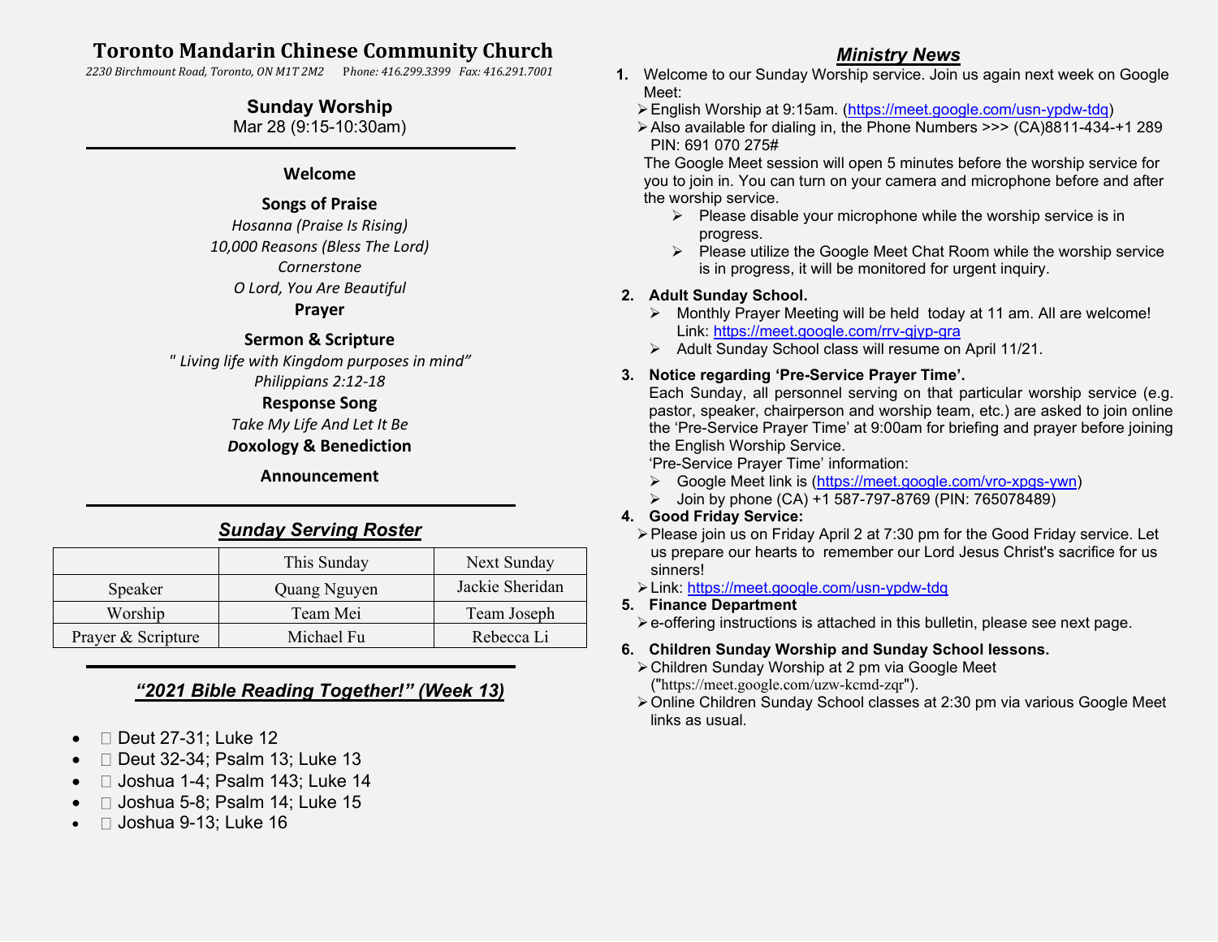# Toronto Mandarin Chinese Community Church

*2230 Birchmount Road, Toronto, ON M1T 2M2 Phone: 416.299.3399 Fax: 416.291.7001*

## Sunday Worship

Mar 28 (9:15-10:30am)

---

**Welcome**

**Songs of Praise**

*Hosanna (Praise Is Rising)*
*10,000 Reasons (Bless The Lord)*
*Cornerstone*
*O Lord, You Are Beautiful*

**Prayer**

**Sermon & Scripture**

*" Living life with Kingdom purposes in mind"*
*Philippians 2:12-18*

**Response Song**

*Take My Life And Let It Be*

***D*oxology & Benediction**

**Announcement**

---

## *Sunday Serving Roster*

| | This Sunday | Next Sunday |
|---|---|---|
| Speaker | Quang Nguyen | Jackie Sheridan |
| Worship | Team Mei | Team Joseph |
| Prayer & Scripture | Michael Fu | Rebecca Li |

---

## *"2021 Bible Reading Together!" (Week 13)*

- ☐ Deut 27-31; Luke 12
- ☐ Deut 32-34; Psalm 13; Luke 13
- ☐ Joshua 1-4; Psalm 143; Luke 14
- ☐ Joshua 5-8; Psalm 14; Luke 15
- ☐ Joshua 9-13; Luke 16

## *Ministry News*

1. Welcome to our Sunday Worship service. Join us again next week on Google Meet:
   - English Worship at 9:15am. (https://meet.google.com/usn-ypdw-tdq)
   - Also available for dialing in, the Phone Numbers >>> (CA)8811-434-+1 289 PIN: 691 070 275#

   The Google Meet session will open 5 minutes before the worship service for you to join in. You can turn on your camera and microphone before and after the worship service.
   - Please disable your microphone while the worship service is in progress.
   - Please utilize the Google Meet Chat Room while the worship service is in progress, it will be monitored for urgent inquiry.

2. **Adult Sunday School.**
   - Monthly Prayer Meeting will be held today at 11 am. All are welcome! Link: https://meet.google.com/rrv-gjyp-gra
   - Adult Sunday School class will resume on April 11/21.

3. **Notice regarding 'Pre-Service Prayer Time'.**
   Each Sunday, all personnel serving on that particular worship service (e.g. pastor, speaker, chairperson and worship team, etc.) are asked to join online the 'Pre-Service Prayer Time' at 9:00am for briefing and prayer before joining the English Worship Service.
   'Pre-Service Prayer Time' information:
   - Google Meet link is (https://meet.google.com/vro-xpgs-ywn)
   - Join by phone (CA) +1 587-797-8769 (PIN: 765078489)

4. **Good Friday Service:**
   - Please join us on Friday April 2 at 7:30 pm for the Good Friday service. Let us prepare our hearts to remember our Lord Jesus Christ's sacrifice for us sinners!
   - Link: https://meet.google.com/usn-ypdw-tdq

5. **Finance Department**
   - e-offering instructions is attached in this bulletin, please see next page.

6. **Children Sunday Worship and Sunday School lessons.**
   - Children Sunday Worship at 2 pm via Google Meet ("https://meet.google.com/uzw-kcmd-zqr").
   - Online Children Sunday School classes at 2:30 pm via various Google Meet links as usual.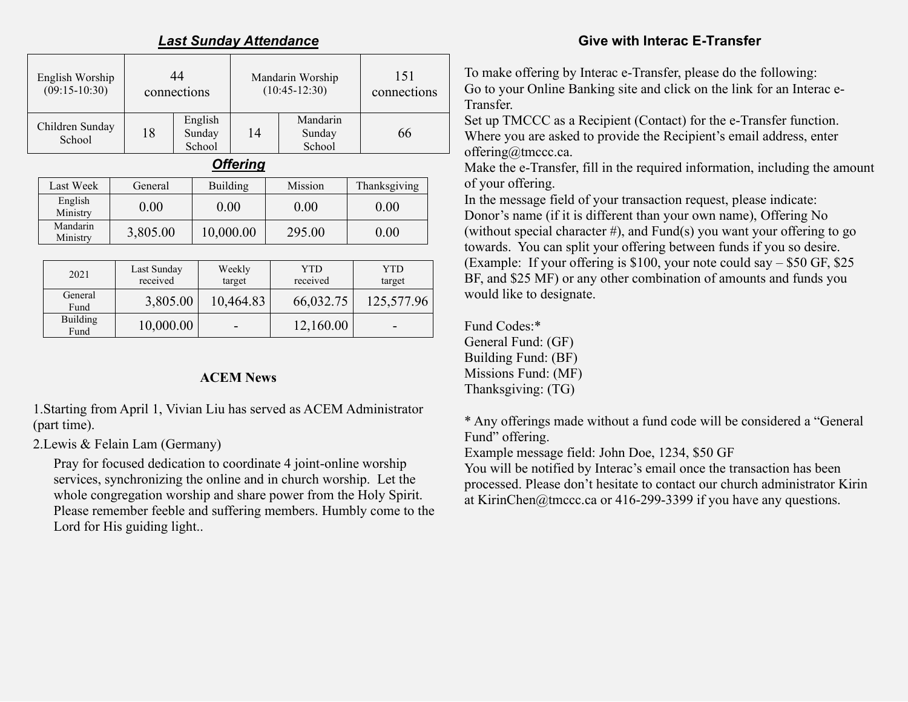## ***Last Sunday Attendance***

| | | | | | |
|---|---|---|---|---|---|
| English Worship (09:15-10:30) | 44 connections | | Mandarin Worship (10:45-12:30) | | 151 connections |
| Children Sunday School | 18 | English Sunday School | 14 | Mandarin Sunday School | 66 |

## ***Offering***

| Last Week | General | Building | Mission | Thanksgiving |
|---|---|---|---|---|
| English Ministry | 0.00 | 0.00 | 0.00 | 0.00 |
| Mandarin Ministry | 3,805.00 | 10,000.00 | 295.00 | 0.00 |

| 2021 | Last Sunday received | Weekly target | YTD received | YTD target |
|---|---|---|---|---|
| General Fund | 3,805.00 | 10,464.83 | 66,032.75 | 125,577.96 |
| Building Fund | 10,000.00 | - | 12,160.00 | - |

## ACEM News

1.Starting from April 1, Vivian Liu has served as ACEM Administrator (part time).

2.Lewis & Felain Lam (Germany)

Pray for focused dedication to coordinate 4 joint-online worship services, synchronizing the online and in church worship. Let the whole congregation worship and share power from the Holy Spirit. Please remember feeble and suffering members. Humbly come to the Lord for His guiding light..

## Give with Interac E-Transfer

To make offering by Interac e-Transfer, please do the following:
Go to your Online Banking site and click on the link for an Interac e-Transfer.
Set up TMCCC as a Recipient (Contact) for the e-Transfer function.
Where you are asked to provide the Recipient's email address, enter offering@tmccc.ca.
Make the e-Transfer, fill in the required information, including the amount of your offering.
In the message field of your transaction request, please indicate:
Donor's name (if it is different than your own name), Offering No (without special character #), and Fund(s) you want your offering to go towards. You can split your offering between funds if you so desire. (Example: If your offering is $100, your note could say – $50 GF, $25 BF, and $25 MF) or any other combination of amounts and funds you would like to designate.

Fund Codes:*
General Fund: (GF)
Building Fund: (BF)
Missions Fund: (MF)
Thanksgiving: (TG)

* Any offerings made without a fund code will be considered a "General Fund" offering.
Example message field: John Doe, 1234, $50 GF
You will be notified by Interac's email once the transaction has been processed. Please don't hesitate to contact our church administrator Kirin at KirinChen@tmccc.ca or 416-299-3399 if you have any questions.